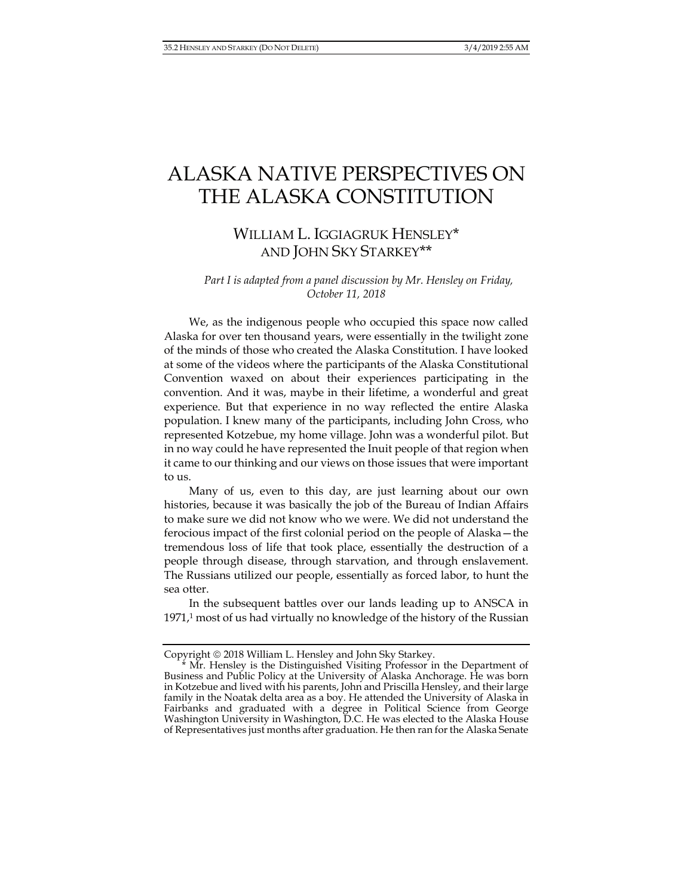# ALASKA NATIVE PERSPECTIVES ON THE ALASKA CONSTITUTION

WILLIAM L. IGGIAGRUK HENSLEY* AND JOHN SKY STARKEY**

*Part I is adapted from a panel discussion by Mr. Hensley on Friday, October 11, 2018*

We, as the indigenous people who occupied this space now called Alaska for over ten thousand years, were essentially in the twilight zone of the minds of those who created the Alaska Constitution. I have looked at some of the videos where the participants of the Alaska Constitutional Convention waxed on about their experiences participating in the convention. And it was, maybe in their lifetime, a wonderful and great experience. But that experience in no way reflected the entire Alaska population. I knew many of the participants, including John Cross, who represented Kotzebue, my home village. John was a wonderful pilot. But in no way could he have represented the Inuit people of that region when it came to our thinking and our views on those issues that were important to us.

Many of us, even to this day, are just learning about our own histories, because it was basically the job of the Bureau of Indian Affairs to make sure we did not know who we were. We did not understand the ferocious impact of the first colonial period on the people of Alaska—the tremendous loss of life that took place, essentially the destruction of a people through disease, through starvation, and through enslavement. The Russians utilized our people, essentially as forced labor, to hunt the sea otter.

In the subsequent battles over our lands leading up to ANSCA in 1971,[1] most of us had virtually no knowledge of the history of the Russian

---

Copyright © 2018 William L. Hensley and John Sky Starkey.

\* Mr. Hensley is the Distinguished Visiting Professor in the Department of Business and Public Policy at the University of Alaska Anchorage. He was born in Kotzebue and lived with his parents, John and Priscilla Hensley, and their large family in the Noatak delta area as a boy. He attended the University of Alaska in Fairbanks and graduated with a degree in Political Science from George Washington University in Washington, D.C. He was elected to the Alaska House of Representatives just months after graduation. He then ran for the Alaska Senate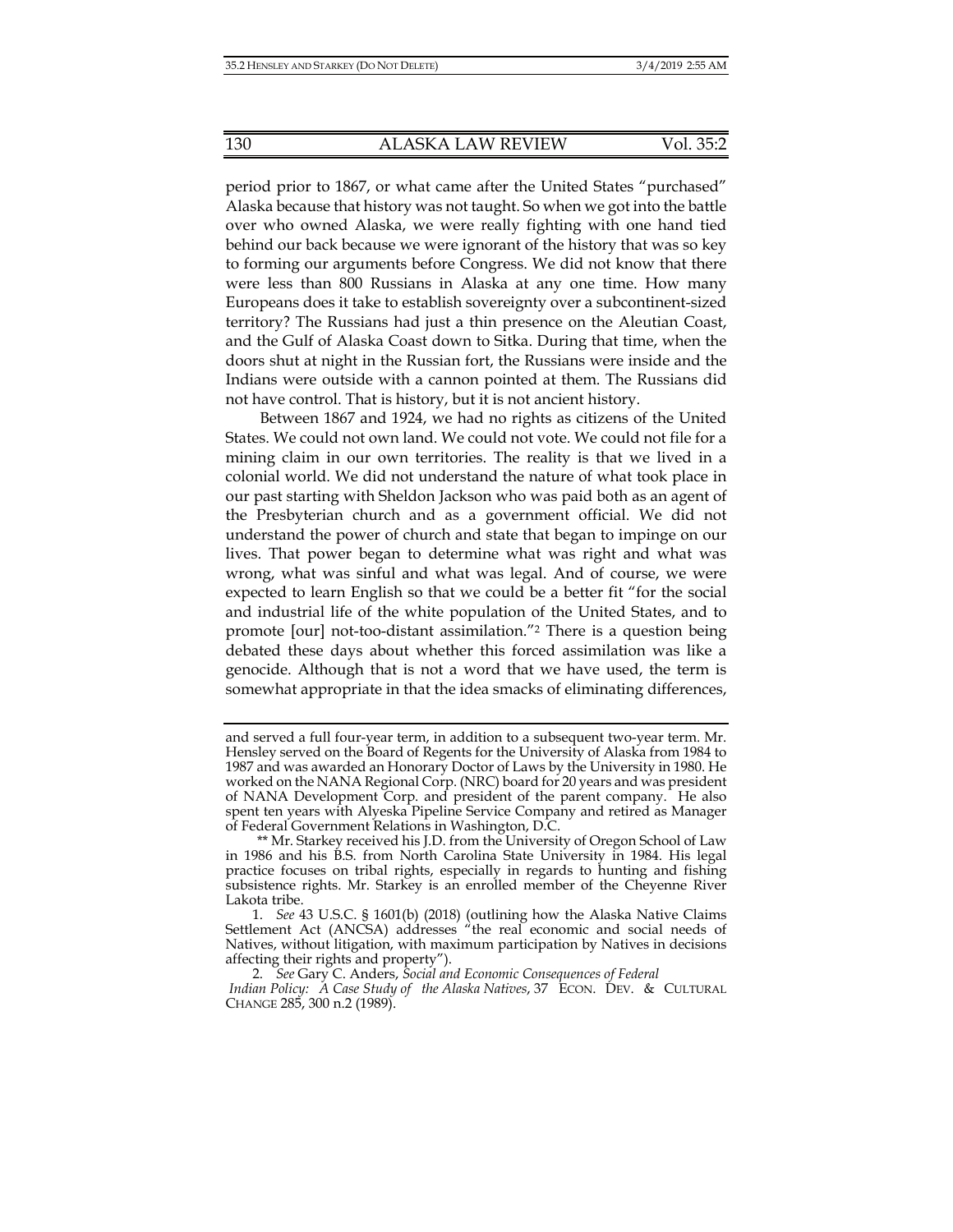period prior to 1867, or what came after the United States "purchased" Alaska because that history was not taught. So when we got into the battle over who owned Alaska, we were really fighting with one hand tied behind our back because we were ignorant of the history that was so key to forming our arguments before Congress. We did not know that there were less than 800 Russians in Alaska at any one time. How many Europeans does it take to establish sovereignty over a subcontinent-sized territory? The Russians had just a thin presence on the Aleutian Coast, and the Gulf of Alaska Coast down to Sitka. During that time, when the doors shut at night in the Russian fort, the Russians were inside and the Indians were outside with a cannon pointed at them. The Russians did not have control. That is history, but it is not ancient history.

Between 1867 and 1924, we had no rights as citizens of the United States. We could not own land. We could not vote. We could not file for a mining claim in our own territories. The reality is that we lived in a colonial world. We did not understand the nature of what took place in our past starting with Sheldon Jackson who was paid both as an agent of the Presbyterian church and as a government official. We did not understand the power of church and state that began to impinge on our lives. That power began to determine what was right and what was wrong, what was sinful and what was legal. And of course, we were expected to learn English so that we could be a better fit "for the social and industrial life of the white population of the United States, and to promote [our] not-too-distant assimilation."[2] There is a question being debated these days about whether this forced assimilation was like a genocide. Although that is not a word that we have used, the term is somewhat appropriate in that the idea smacks of eliminating differences,

---

and served a full four-year term, in addition to a subsequent two-year term. Mr. Hensley served on the Board of Regents for the University of Alaska from 1984 to 1987 and was awarded an Honorary Doctor of Laws by the University in 1980. He worked on the NANA Regional Corp. (NRC) board for 20 years and was president of NANA Development Corp. and president of the parent company. He also spent ten years with Alyeska Pipeline Service Company and retired as Manager of Federal Government Relations in Washington, D.C.

** Mr. Starkey received his J.D. from the University of Oregon School of Law in 1986 and his B.S. from North Carolina State University in 1984. His legal practice focuses on tribal rights, especially in regards to hunting and fishing subsistence rights. Mr. Starkey is an enrolled member of the Cheyenne River Lakota tribe.

1. *See* 43 U.S.C. § 1601(b) (2018) (outlining how the Alaska Native Claims Settlement Act (ANCSA) addresses "the real economic and social needs of Natives, without litigation, with maximum participation by Natives in decisions affecting their rights and property").

2. *See* Gary C. Anders, *Social and Economic Consequences of Federal Indian Policy: A Case Study of the Alaska Natives*, 37 ECON. DEV. & CULTURAL CHANGE 285, 300 n.2 (1989).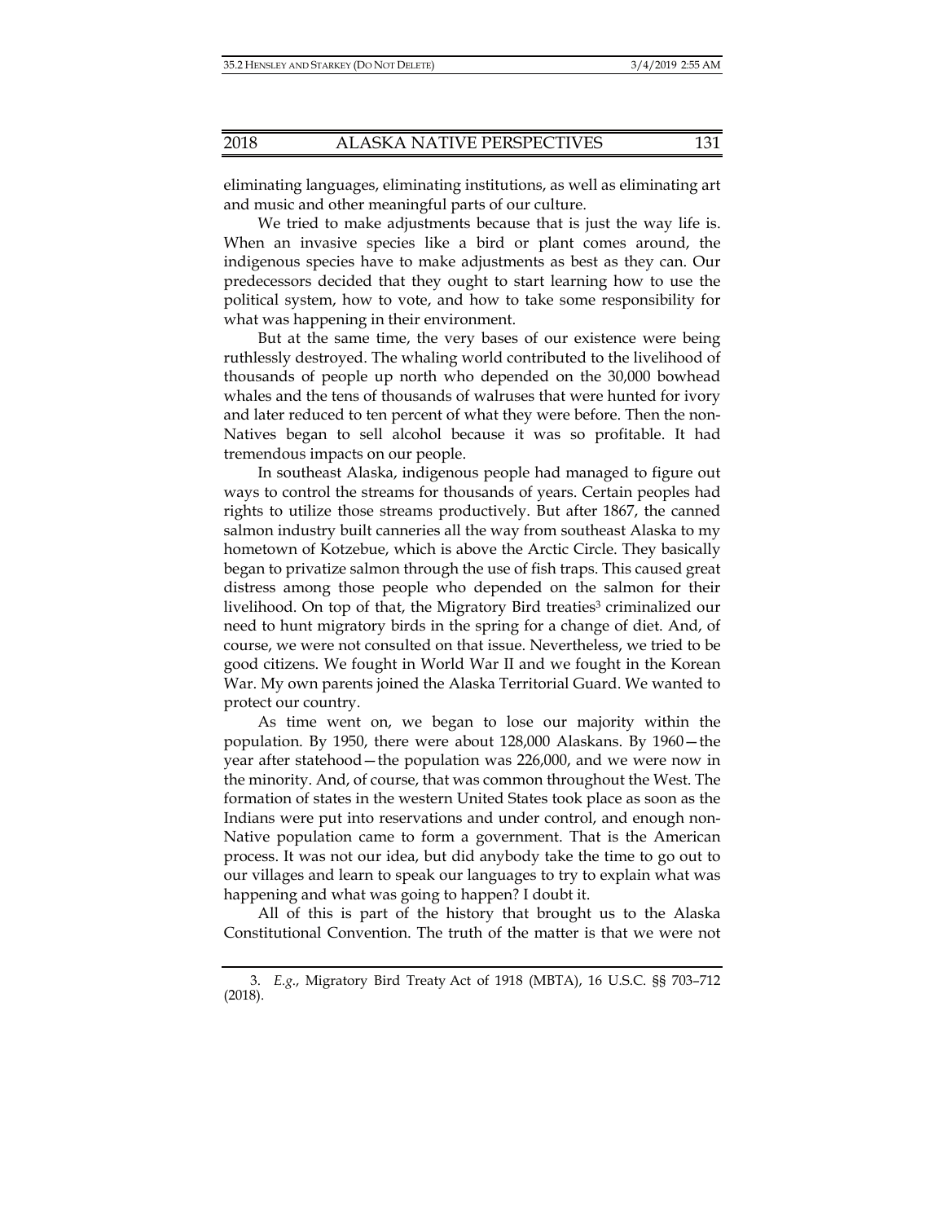eliminating languages, eliminating institutions, as well as eliminating art and music and other meaningful parts of our culture.

We tried to make adjustments because that is just the way life is. When an invasive species like a bird or plant comes around, the indigenous species have to make adjustments as best as they can. Our predecessors decided that they ought to start learning how to use the political system, how to vote, and how to take some responsibility for what was happening in their environment.

But at the same time, the very bases of our existence were being ruthlessly destroyed. The whaling world contributed to the livelihood of thousands of people up north who depended on the 30,000 bowhead whales and the tens of thousands of walruses that were hunted for ivory and later reduced to ten percent of what they were before. Then the non-Natives began to sell alcohol because it was so profitable. It had tremendous impacts on our people.

In southeast Alaska, indigenous people had managed to figure out ways to control the streams for thousands of years. Certain peoples had rights to utilize those streams productively. But after 1867, the canned salmon industry built canneries all the way from southeast Alaska to my hometown of Kotzebue, which is above the Arctic Circle. They basically began to privatize salmon through the use of fish traps. This caused great distress among those people who depended on the salmon for their livelihood. On top of that, the Migratory Bird treaties[3] criminalized our need to hunt migratory birds in the spring for a change of diet. And, of course, we were not consulted on that issue. Nevertheless, we tried to be good citizens. We fought in World War II and we fought in the Korean War. My own parents joined the Alaska Territorial Guard. We wanted to protect our country.

As time went on, we began to lose our majority within the population. By 1950, there were about 128,000 Alaskans. By 1960—the year after statehood—the population was 226,000, and we were now in the minority. And, of course, that was common throughout the West. The formation of states in the western United States took place as soon as the Indians were put into reservations and under control, and enough non-Native population came to form a government. That is the American process. It was not our idea, but did anybody take the time to go out to our villages and learn to speak our languages to try to explain what was happening and what was going to happen? I doubt it.

All of this is part of the history that brought us to the Alaska Constitutional Convention. The truth of the matter is that we were not

---

3. *E.g.*, Migratory Bird Treaty Act of 1918 (MBTA), 16 U.S.C. §§ 703–712 (2018).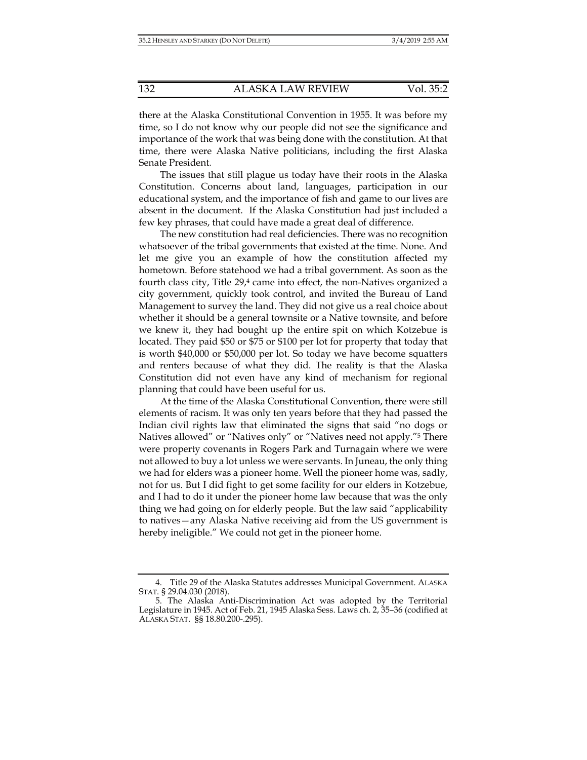there at the Alaska Constitutional Convention in 1955. It was before my time, so I do not know why our people did not see the significance and importance of the work that was being done with the constitution. At that time, there were Alaska Native politicians, including the first Alaska Senate President.

The issues that still plague us today have their roots in the Alaska Constitution. Concerns about land, languages, participation in our educational system, and the importance of fish and game to our lives are absent in the document. If the Alaska Constitution had just included a few key phrases, that could have made a great deal of difference.

The new constitution had real deficiencies. There was no recognition whatsoever of the tribal governments that existed at the time. None. And let me give you an example of how the constitution affected my hometown. Before statehood we had a tribal government. As soon as the fourth class city, Title 29,[4] came into effect, the non-Natives organized a city government, quickly took control, and invited the Bureau of Land Management to survey the land. They did not give us a real choice about whether it should be a general townsite or a Native townsite, and before we knew it, they had bought up the entire spit on which Kotzebue is located. They paid $50 or $75 or $100 per lot for property that today that is worth $40,000 or $50,000 per lot. So today we have become squatters and renters because of what they did. The reality is that the Alaska Constitution did not even have any kind of mechanism for regional planning that could have been useful for us.

At the time of the Alaska Constitutional Convention, there were still elements of racism. It was only ten years before that they had passed the Indian civil rights law that eliminated the signs that said "no dogs or Natives allowed" or "Natives only" or "Natives need not apply."[5] There were property covenants in Rogers Park and Turnagain where we were not allowed to buy a lot unless we were servants. In Juneau, the only thing we had for elders was a pioneer home. Well the pioneer home was, sadly, not for us. But I did fight to get some facility for our elders in Kotzebue, and I had to do it under the pioneer home law because that was the only thing we had going on for elderly people. But the law said "applicability to natives—any Alaska Native receiving aid from the US government is hereby ineligible." We could not get in the pioneer home.

---

4. Title 29 of the Alaska Statutes addresses Municipal Government. ALASKA STAT. § 29.04.030 (2018).

5. The Alaska Anti-Discrimination Act was adopted by the Territorial Legislature in 1945. Act of Feb. 21, 1945 Alaska Sess. Laws ch. 2, 35–36 (codified at ALASKA STAT. §§ 18.80.200-.295).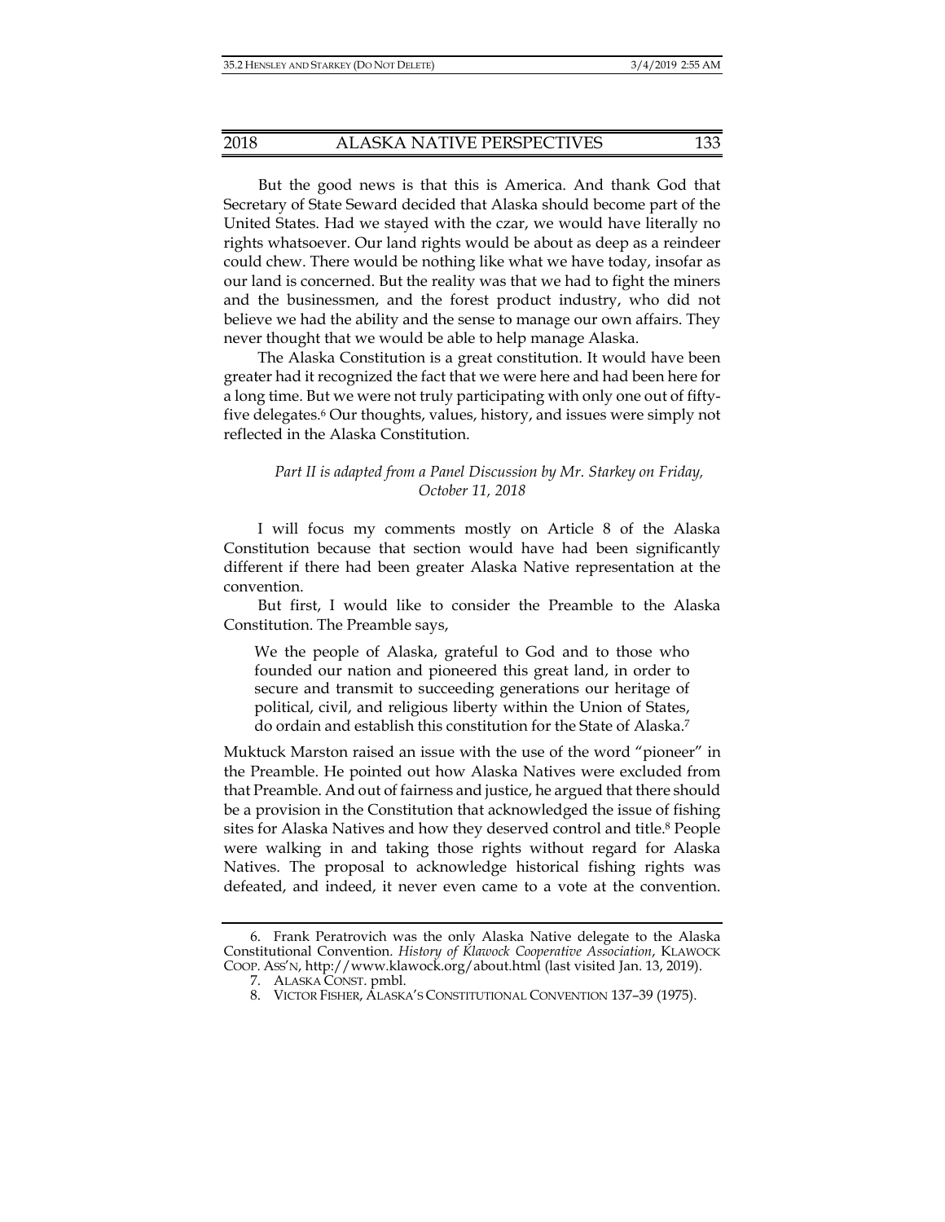But the good news is that this is America. And thank God that Secretary of State Seward decided that Alaska should become part of the United States. Had we stayed with the czar, we would have literally no rights whatsoever. Our land rights would be about as deep as a reindeer could chew. There would be nothing like what we have today, insofar as our land is concerned. But the reality was that we had to fight the miners and the businessmen, and the forest product industry, who did not believe we had the ability and the sense to manage our own affairs. They never thought that we would be able to help manage Alaska.

The Alaska Constitution is a great constitution. It would have been greater had it recognized the fact that we were here and had been here for a long time. But we were not truly participating with only one out of fifty-five delegates.[6] Our thoughts, values, history, and issues were simply not reflected in the Alaska Constitution.

*Part II is adapted from a Panel Discussion by Mr. Starkey on Friday, October 11, 2018*

I will focus my comments mostly on Article 8 of the Alaska Constitution because that section would have had been significantly different if there had been greater Alaska Native representation at the convention.

But first, I would like to consider the Preamble to the Alaska Constitution. The Preamble says,

> We the people of Alaska, grateful to God and to those who founded our nation and pioneered this great land, in order to secure and transmit to succeeding generations our heritage of political, civil, and religious liberty within the Union of States, do ordain and establish this constitution for the State of Alaska.[7]

Muktuck Marston raised an issue with the use of the word "pioneer" in the Preamble. He pointed out how Alaska Natives were excluded from that Preamble. And out of fairness and justice, he argued that there should be a provision in the Constitution that acknowledged the issue of fishing sites for Alaska Natives and how they deserved control and title.[8] People were walking in and taking those rights without regard for Alaska Natives. The proposal to acknowledge historical fishing rights was defeated, and indeed, it never even came to a vote at the convention.

---

6. Frank Peratrovich was the only Alaska Native delegate to the Alaska Constitutional Convention. *History of Klawock Cooperative Association*, KLAWOCK COOP. ASS'N, http://www.klawock.org/about.html (last visited Jan. 13, 2019).
7. ALASKA CONST. pmbl.
8. VICTOR FISHER, ALASKA'S CONSTITUTIONAL CONVENTION 137–39 (1975).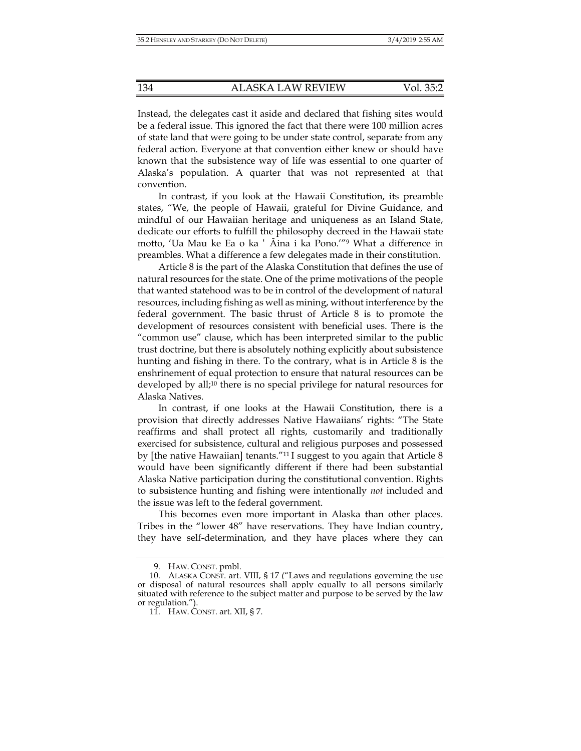Instead, the delegates cast it aside and declared that fishing sites would be a federal issue. This ignored the fact that there were 100 million acres of state land that were going to be under state control, separate from any federal action. Everyone at that convention either knew or should have known that the subsistence way of life was essential to one quarter of Alaska's population. A quarter that was not represented at that convention.

In contrast, if you look at the Hawaii Constitution, its preamble states, "We, the people of Hawaii, grateful for Divine Guidance, and mindful of our Hawaiian heritage and uniqueness as an Island State, dedicate our efforts to fulfill the philosophy decreed in the Hawaii state motto, 'Ua Mau ke Ea o ka ʻ Āina i ka Pono.'"[9] What a difference in preambles. What a difference a few delegates made in their constitution.

Article 8 is the part of the Alaska Constitution that defines the use of natural resources for the state. One of the prime motivations of the people that wanted statehood was to be in control of the development of natural resources, including fishing as well as mining, without interference by the federal government. The basic thrust of Article 8 is to promote the development of resources consistent with beneficial uses. There is the "common use" clause, which has been interpreted similar to the public trust doctrine, but there is absolutely nothing explicitly about subsistence hunting and fishing in there. To the contrary, what is in Article 8 is the enshrinement of equal protection to ensure that natural resources can be developed by all;[10] there is no special privilege for natural resources for Alaska Natives.

In contrast, if one looks at the Hawaii Constitution, there is a provision that directly addresses Native Hawaiians' rights: "The State reaffirms and shall protect all rights, customarily and traditionally exercised for subsistence, cultural and religious purposes and possessed by [the native Hawaiian] tenants."[11] I suggest to you again that Article 8 would have been significantly different if there had been substantial Alaska Native participation during the constitutional convention. Rights to subsistence hunting and fishing were intentionally *not* included and the issue was left to the federal government.

This becomes even more important in Alaska than other places. Tribes in the "lower 48" have reservations. They have Indian country, they have self-determination, and they have places where they can

---

9. HAW. CONST. pmbl.

10. ALASKA CONST. art. VIII, § 17 ("Laws and regulations governing the use or disposal of natural resources shall apply equally to all persons similarly situated with reference to the subject matter and purpose to be served by the law or regulation.").

11. HAW. CONST. art. XII, § 7.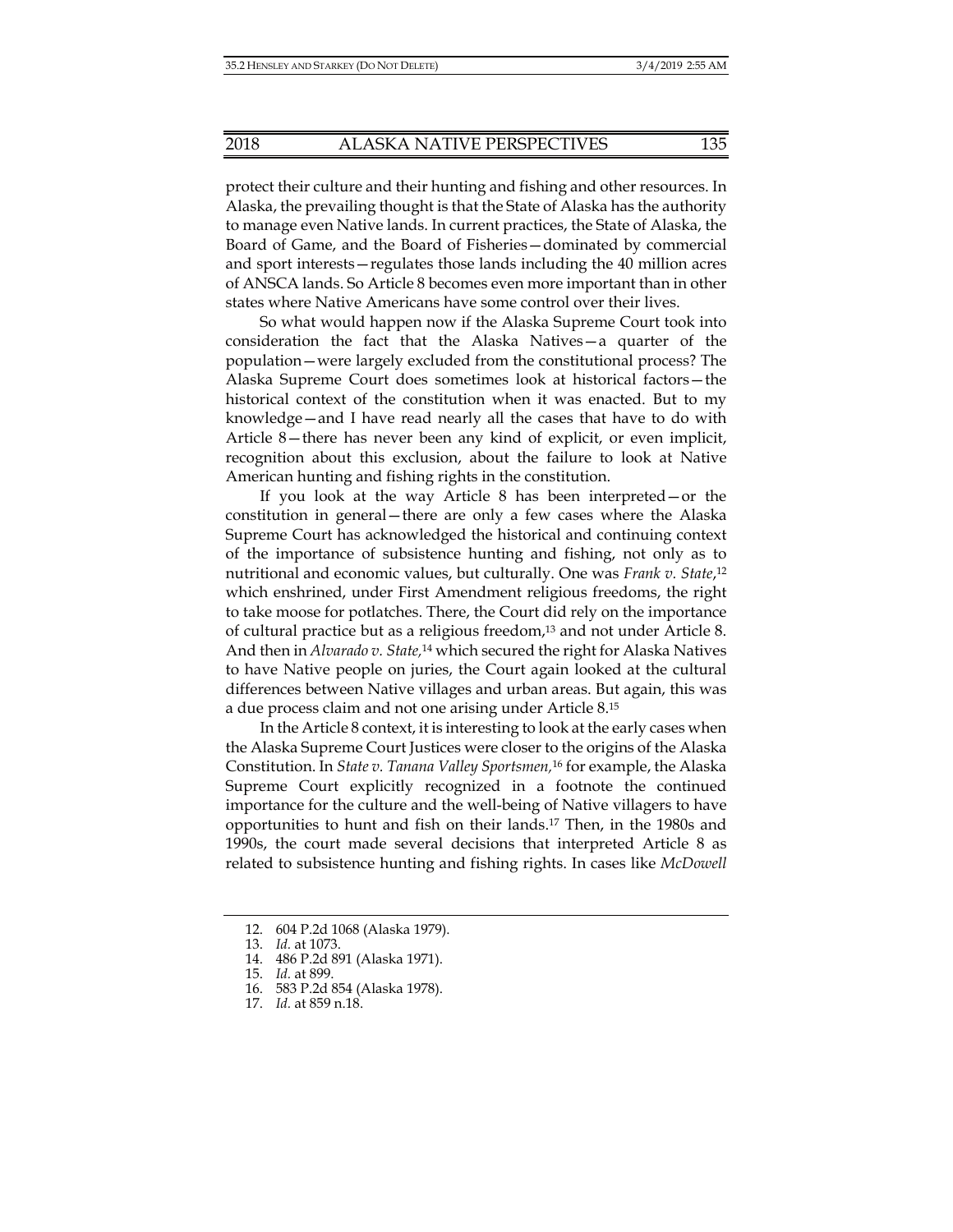protect their culture and their hunting and fishing and other resources. In Alaska, the prevailing thought is that the State of Alaska has the authority to manage even Native lands. In current practices, the State of Alaska, the Board of Game, and the Board of Fisheries—dominated by commercial and sport interests—regulates those lands including the 40 million acres of ANSCA lands. So Article 8 becomes even more important than in other states where Native Americans have some control over their lives.

So what would happen now if the Alaska Supreme Court took into consideration the fact that the Alaska Natives—a quarter of the population—were largely excluded from the constitutional process? The Alaska Supreme Court does sometimes look at historical factors—the historical context of the constitution when it was enacted. But to my knowledge—and I have read nearly all the cases that have to do with Article 8—there has never been any kind of explicit, or even implicit, recognition about this exclusion, about the failure to look at Native American hunting and fishing rights in the constitution.

If you look at the way Article 8 has been interpreted—or the constitution in general—there are only a few cases where the Alaska Supreme Court has acknowledged the historical and continuing context of the importance of subsistence hunting and fishing, not only as to nutritional and economic values, but culturally. One was *Frank v. State*,[12] which enshrined, under First Amendment religious freedoms, the right to take moose for potlatches. There, the Court did rely on the importance of cultural practice but as a religious freedom,[13] and not under Article 8. And then in *Alvarado v. State*,[14] which secured the right for Alaska Natives to have Native people on juries, the Court again looked at the cultural differences between Native villages and urban areas. But again, this was a due process claim and not one arising under Article 8.[15]

In the Article 8 context, it is interesting to look at the early cases when the Alaska Supreme Court Justices were closer to the origins of the Alaska Constitution. In *State v. Tanana Valley Sportsmen*,[16] for example, the Alaska Supreme Court explicitly recognized in a footnote the continued importance for the culture and the well-being of Native villagers to have opportunities to hunt and fish on their lands.[17] Then, in the 1980s and 1990s, the court made several decisions that interpreted Article 8 as related to subsistence hunting and fishing rights. In cases like *McDowell*

---

12. 604 P.2d 1068 (Alaska 1979).
13. *Id.* at 1073.
14. 486 P.2d 891 (Alaska 1971).
15. *Id.* at 899.
16. 583 P.2d 854 (Alaska 1978).
17. *Id.* at 859 n.18.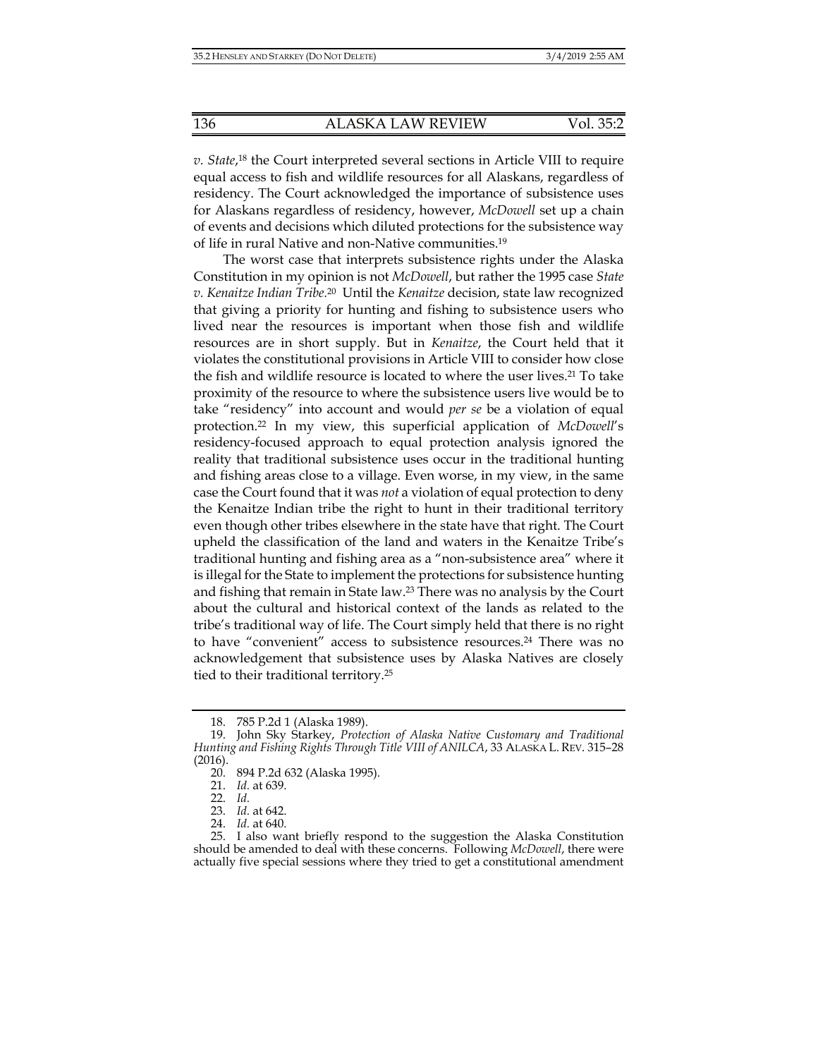*v. State*,[18] the Court interpreted several sections in Article VIII to require equal access to fish and wildlife resources for all Alaskans, regardless of residency. The Court acknowledged the importance of subsistence uses for Alaskans regardless of residency, however, *McDowell* set up a chain of events and decisions which diluted protections for the subsistence way of life in rural Native and non-Native communities.[19]

The worst case that interprets subsistence rights under the Alaska Constitution in my opinion is not *McDowell*, but rather the 1995 case *State v. Kenaitze Indian Tribe*.[20] Until the *Kenaitze* decision, state law recognized that giving a priority for hunting and fishing to subsistence users who lived near the resources is important when those fish and wildlife resources are in short supply. But in *Kenaitze*, the Court held that it violates the constitutional provisions in Article VIII to consider how close the fish and wildlife resource is located to where the user lives.[21] To take proximity of the resource to where the subsistence users live would be to take "residency" into account and would *per se* be a violation of equal protection.[22] In my view, this superficial application of *McDowell*'s residency-focused approach to equal protection analysis ignored the reality that traditional subsistence uses occur in the traditional hunting and fishing areas close to a village. Even worse, in my view, in the same case the Court found that it was *not* a violation of equal protection to deny the Kenaitze Indian tribe the right to hunt in their traditional territory even though other tribes elsewhere in the state have that right. The Court upheld the classification of the land and waters in the Kenaitze Tribe's traditional hunting and fishing area as a "non-subsistence area" where it is illegal for the State to implement the protections for subsistence hunting and fishing that remain in State law.[23] There was no analysis by the Court about the cultural and historical context of the lands as related to the tribe's traditional way of life. The Court simply held that there is no right to have "convenient" access to subsistence resources.[24] There was no acknowledgement that subsistence uses by Alaska Natives are closely tied to their traditional territory.[25]

---

18. 785 P.2d 1 (Alaska 1989).

19. John Sky Starkey, *Protection of Alaska Native Customary and Traditional Hunting and Fishing Rights Through Title VIII of ANILCA*, 33 ALASKA L. REV. 315–28 (2016).

20. 894 P.2d 632 (Alaska 1995).

21. *Id.* at 639.

22. *Id.*

23. *Id.* at 642.

24. *Id.* at 640.

25. I also want briefly respond to the suggestion the Alaska Constitution should be amended to deal with these concerns. Following *McDowell*, there were actually five special sessions where they tried to get a constitutional amendment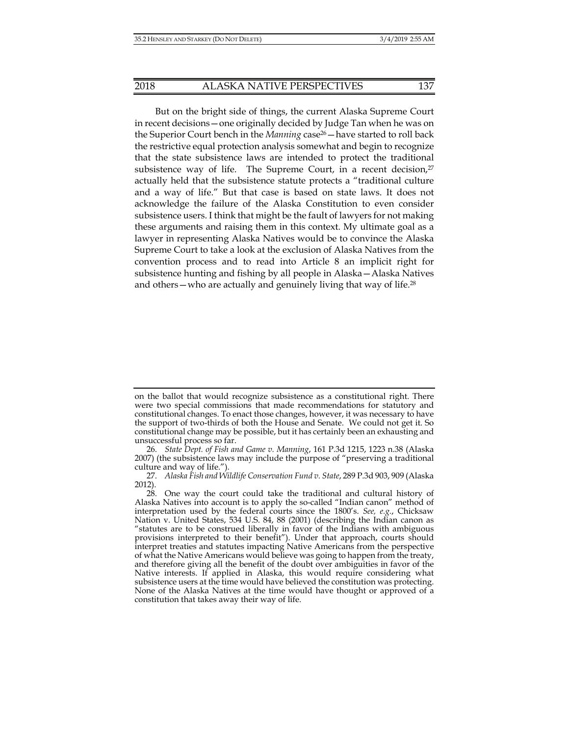But on the bright side of things, the current Alaska Supreme Court in recent decisions—one originally decided by Judge Tan when he was on the Superior Court bench in the *Manning* case[26]—have started to roll back the restrictive equal protection analysis somewhat and begin to recognize that the state subsistence laws are intended to protect the traditional subsistence way of life. The Supreme Court, in a recent decision,[27] actually held that the subsistence statute protects a "traditional culture and a way of life." But that case is based on state laws. It does not acknowledge the failure of the Alaska Constitution to even consider subsistence users. I think that might be the fault of lawyers for not making these arguments and raising them in this context. My ultimate goal as a lawyer in representing Alaska Natives would be to convince the Alaska Supreme Court to take a look at the exclusion of Alaska Natives from the convention process and to read into Article 8 an implicit right for subsistence hunting and fishing by all people in Alaska—Alaska Natives and others—who are actually and genuinely living that way of life.[28]

---

on the ballot that would recognize subsistence as a constitutional right. There were two special commissions that made recommendations for statutory and constitutional changes. To enact those changes, however, it was necessary to have the support of two-thirds of both the House and Senate. We could not get it. So constitutional change may be possible, but it has certainly been an exhausting and unsuccessful process so far.

26. *State Dept. of Fish and Game v. Manning*, 161 P.3d 1215, 1223 n.38 (Alaska 2007) (the subsistence laws may include the purpose of "preserving a traditional culture and way of life.").

27. *Alaska Fish and Wildlife Conservation Fund v. State*, 289 P.3d 903, 909 (Alaska 2012).

28. One way the court could take the traditional and cultural history of Alaska Natives into account is to apply the so-called "Indian canon" method of interpretation used by the federal courts since the 1800's. *See, e.g.*, Chickasaw Nation v. United States, 534 U.S. 84, 88 (2001) (describing the Indian canon as "statutes are to be construed liberally in favor of the Indians with ambiguous provisions interpreted to their benefit"). Under that approach, courts should interpret treaties and statutes impacting Native Americans from the perspective of what the Native Americans would believe was going to happen from the treaty, and therefore giving all the benefit of the doubt over ambiguities in favor of the Native interests. If applied in Alaska, this would require considering what subsistence users at the time would have believed the constitution was protecting. None of the Alaska Natives at the time would have thought or approved of a constitution that takes away their way of life.